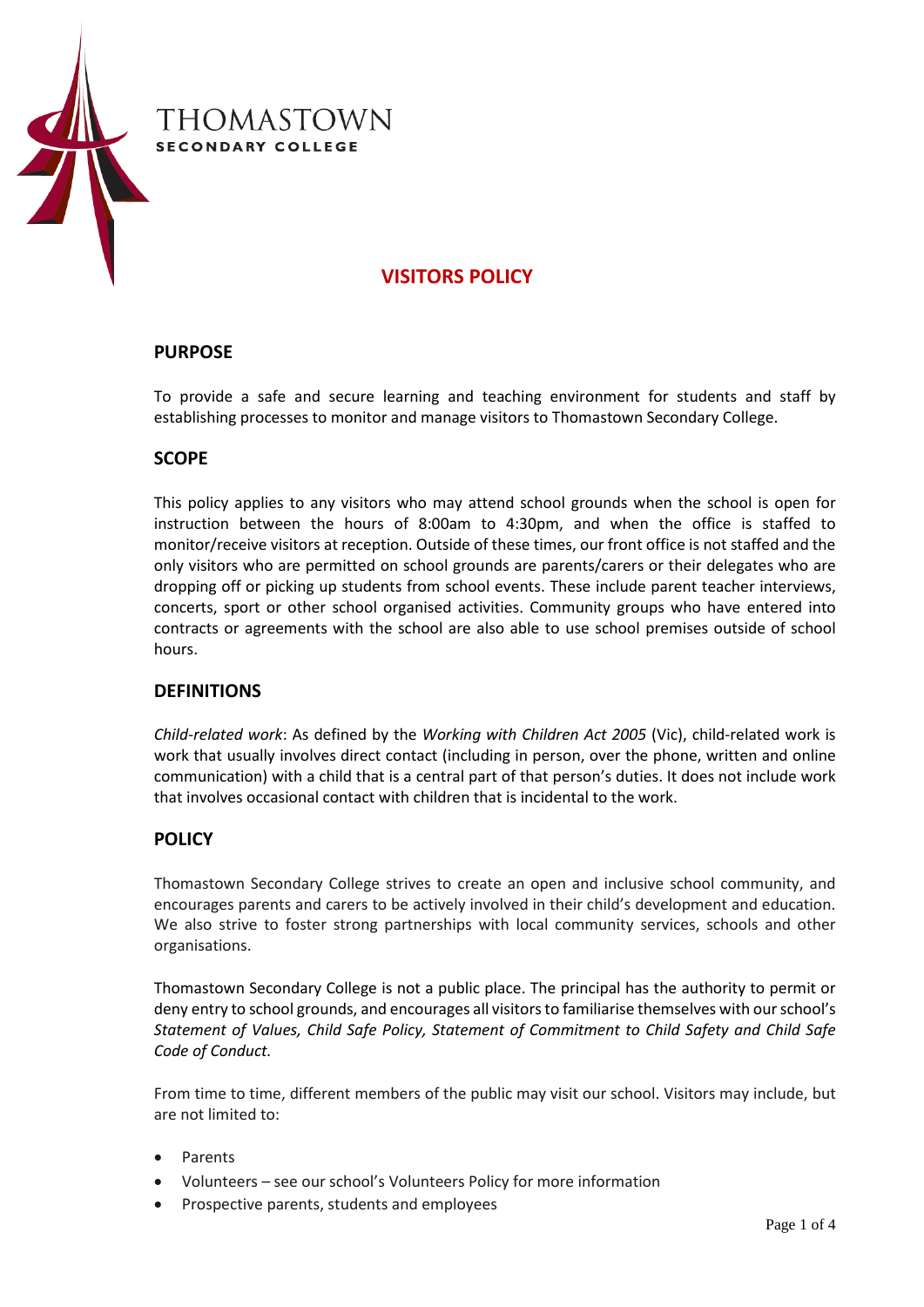THOMASTOWN
SECONDARY COLLEGE

# VISITORS POLICY

## PURPOSE

To provide a safe and secure learning and teaching environment for students and staff by establishing processes to monitor and manage visitors to Thomastown Secondary College.

## SCOPE

This policy applies to any visitors who may attend school grounds when the school is open for instruction between the hours of 8:00am to 4:30pm, and when the office is staffed to monitor/receive visitors at reception. Outside of these times, our front office is not staffed and the only visitors who are permitted on school grounds are parents/carers or their delegates who are dropping off or picking up students from school events. These include parent teacher interviews, concerts, sport or other school organised activities. Community groups who have entered into contracts or agreements with the school are also able to use school premises outside of school hours.

## DEFINITIONS

*Child-related work*: As defined by the *Working with Children Act 2005* (Vic), child-related work is work that usually involves direct contact (including in person, over the phone, written and online communication) with a child that is a central part of that person's duties. It does not include work that involves occasional contact with children that is incidental to the work.

## POLICY

Thomastown Secondary College strives to create an open and inclusive school community, and encourages parents and carers to be actively involved in their child's development and education. We also strive to foster strong partnerships with local community services, schools and other organisations.

Thomastown Secondary College is not a public place. The principal has the authority to permit or deny entry to school grounds, and encourages all visitors to familiarise themselves with our school's *Statement of Values, Child Safe Policy, Statement of Commitment to Child Safety and Child Safe Code of Conduct.*

From time to time, different members of the public may visit our school. Visitors may include, but are not limited to:

- Parents
- Volunteers – see our school's Volunteers Policy for more information
- Prospective parents, students and employees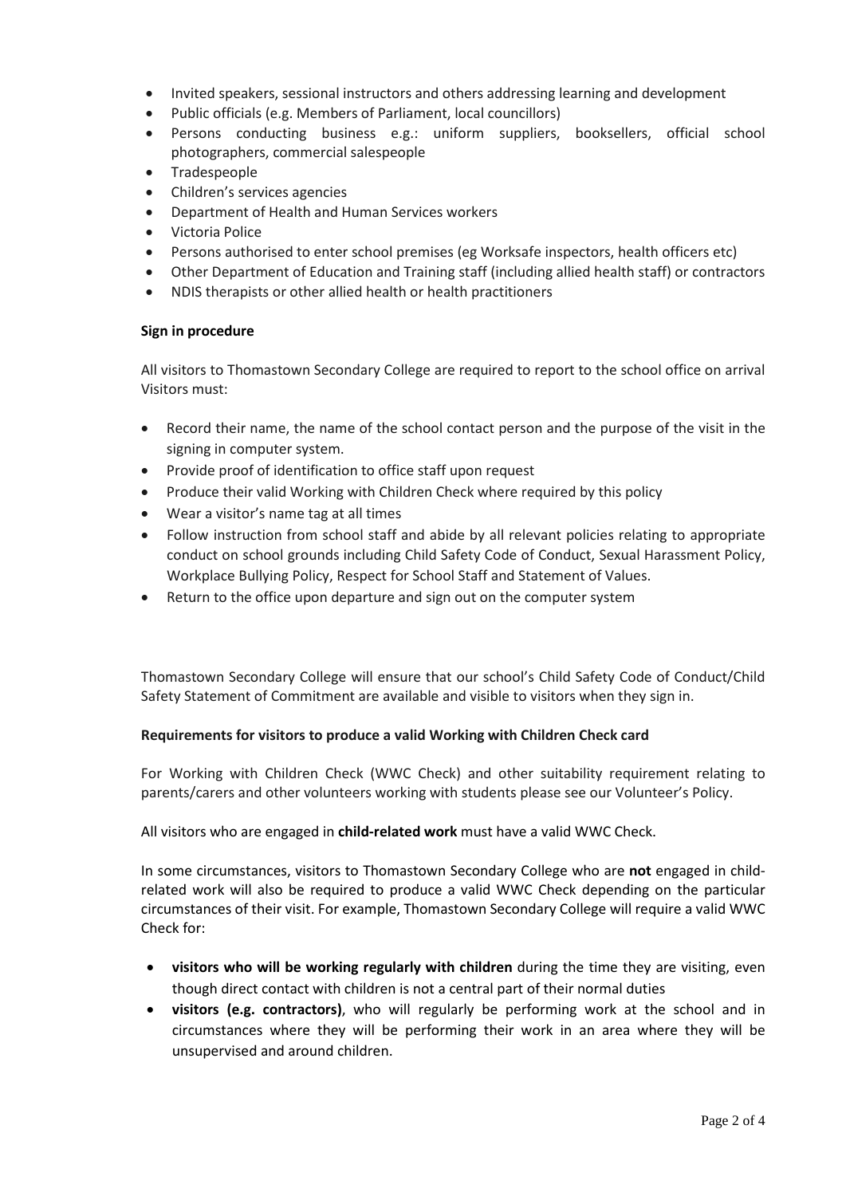- Invited speakers, sessional instructors and others addressing learning and development
- Public officials (e.g. Members of Parliament, local councillors)
- Persons conducting business e.g.: uniform suppliers, booksellers, official school photographers, commercial salespeople
- Tradespeople
- Children's services agencies
- Department of Health and Human Services workers
- Victoria Police
- Persons authorised to enter school premises (eg Worksafe inspectors, health officers etc)
- Other Department of Education and Training staff (including allied health staff) or contractors
- NDIS therapists or other allied health or health practitioners

**Sign in procedure**

All visitors to Thomastown Secondary College are required to report to the school office on arrival Visitors must:

- Record their name, the name of the school contact person and the purpose of the visit in the signing in computer system.
- Provide proof of identification to office staff upon request
- Produce their valid Working with Children Check where required by this policy
- Wear a visitor's name tag at all times
- Follow instruction from school staff and abide by all relevant policies relating to appropriate conduct on school grounds including Child Safety Code of Conduct, Sexual Harassment Policy, Workplace Bullying Policy, Respect for School Staff and Statement of Values.
- Return to the office upon departure and sign out on the computer system

Thomastown Secondary College will ensure that our school's Child Safety Code of Conduct/Child Safety Statement of Commitment are available and visible to visitors when they sign in.

**Requirements for visitors to produce a valid Working with Children Check card**

For Working with Children Check (WWC Check) and other suitability requirement relating to parents/carers and other volunteers working with students please see our Volunteer's Policy.

All visitors who are engaged in **child-related work** must have a valid WWC Check.

In some circumstances, visitors to Thomastown Secondary College who are **not** engaged in child-related work will also be required to produce a valid WWC Check depending on the particular circumstances of their visit. For example, Thomastown Secondary College will require a valid WWC Check for:

- **visitors who will be working regularly with children** during the time they are visiting, even though direct contact with children is not a central part of their normal duties
- **visitors (e.g. contractors)**, who will regularly be performing work at the school and in circumstances where they will be performing their work in an area where they will be unsupervised and around children.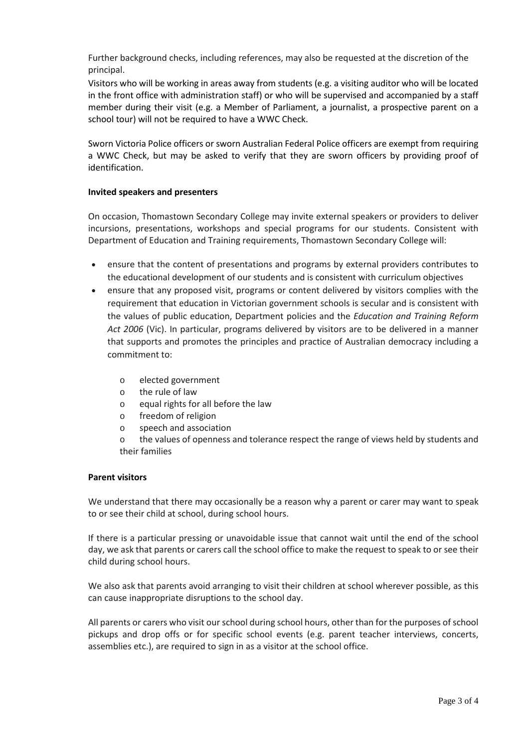Further background checks, including references, may also be requested at the discretion of the principal.

Visitors who will be working in areas away from students (e.g. a visiting auditor who will be located in the front office with administration staff) or who will be supervised and accompanied by a staff member during their visit (e.g. a Member of Parliament, a journalist, a prospective parent on a school tour) will not be required to have a WWC Check.

Sworn Victoria Police officers or sworn Australian Federal Police officers are exempt from requiring a WWC Check, but may be asked to verify that they are sworn officers by providing proof of identification.

**Invited speakers and presenters**

On occasion, Thomastown Secondary College may invite external speakers or providers to deliver incursions, presentations, workshops and special programs for our students. Consistent with Department of Education and Training requirements, Thomastown Secondary College will:

- ensure that the content of presentations and programs by external providers contributes to the educational development of our students and is consistent with curriculum objectives
- ensure that any proposed visit, programs or content delivered by visitors complies with the requirement that education in Victorian government schools is secular and is consistent with the values of public education, Department policies and the *Education and Training Reform Act 2006* (Vic). In particular, programs delivered by visitors are to be delivered in a manner that supports and promotes the principles and practice of Australian democracy including a commitment to:
    - elected government
    - the rule of law
    - equal rights for all before the law
    - freedom of religion
    - speech and association
    - the values of openness and tolerance respect the range of views held by students and their families

**Parent visitors**

We understand that there may occasionally be a reason why a parent or carer may want to speak to or see their child at school, during school hours.

If there is a particular pressing or unavoidable issue that cannot wait until the end of the school day, we ask that parents or carers call the school office to make the request to speak to or see their child during school hours.

We also ask that parents avoid arranging to visit their children at school wherever possible, as this can cause inappropriate disruptions to the school day.

All parents or carers who visit our school during school hours, other than for the purposes of school pickups and drop offs or for specific school events (e.g. parent teacher interviews, concerts, assemblies etc.), are required to sign in as a visitor at the school office.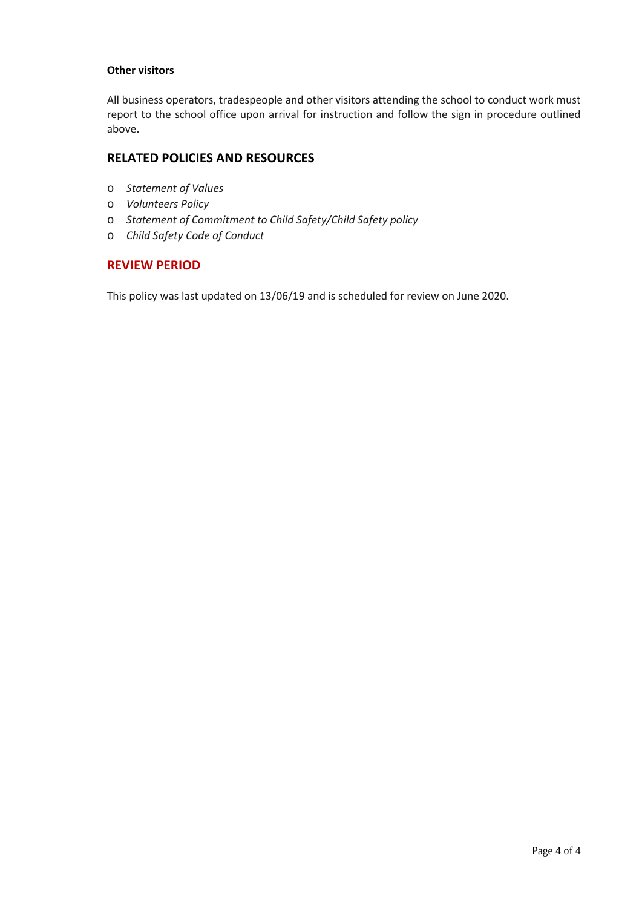**Other visitors**

All business operators, tradespeople and other visitors attending the school to conduct work must report to the school office upon arrival for instruction and follow the sign in procedure outlined above.

## RELATED POLICIES AND RESOURCES

- *Statement of Values*
- *Volunteers Policy*
- *Statement of Commitment to Child Safety/Child Safety policy*
- *Child Safety Code of Conduct*

## REVIEW PERIOD

This policy was last updated on 13/06/19 and is scheduled for review on June 2020.